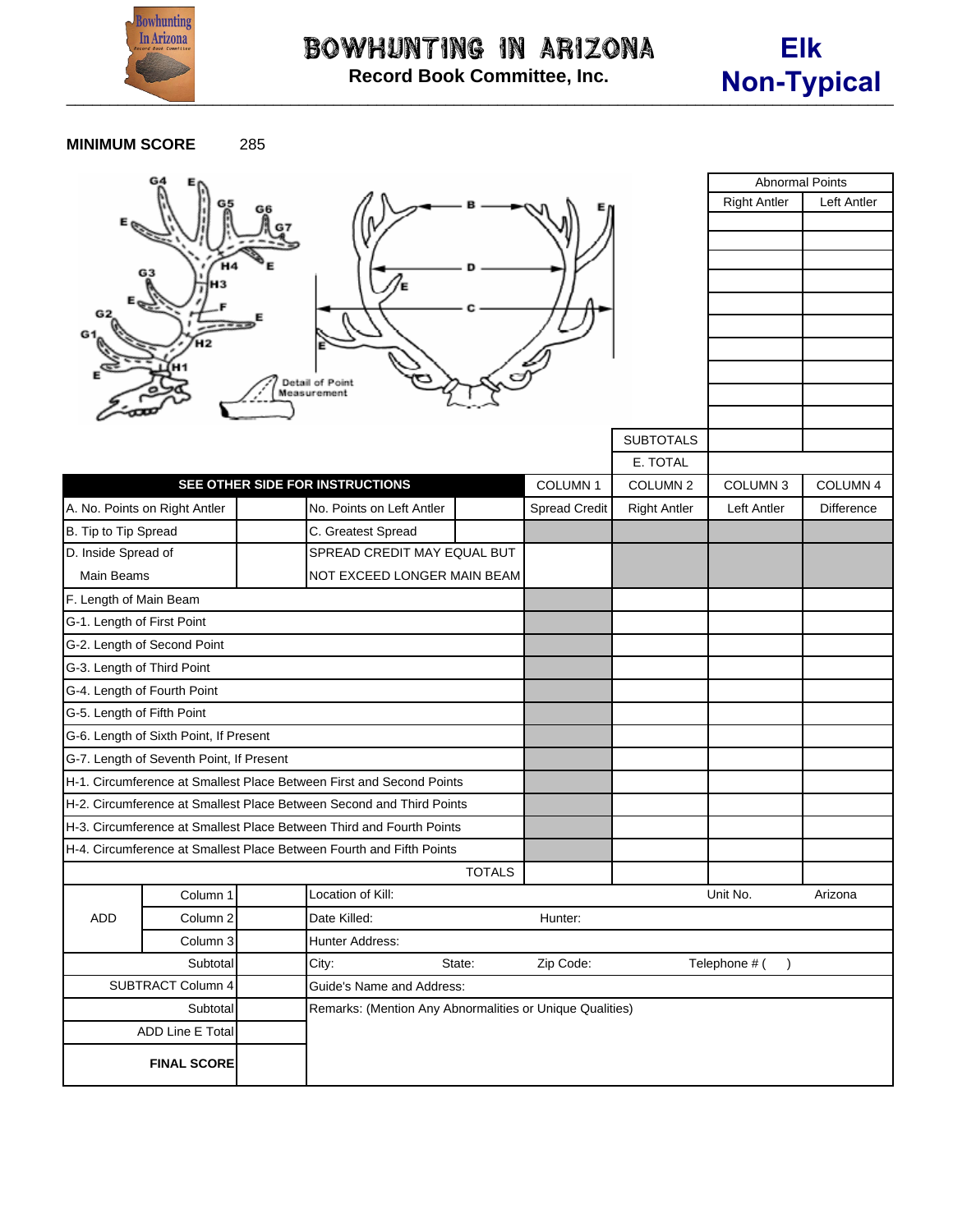# BOWHUNTING IN ARIZONA

**Record Book Committee, Inc.**

## Elk Non-Typical

**MINIMUM SCORE** 285

| Abnormal Points | |
|---|---|
| Right Antler | Left Antler |
| | |
| | |
| | |
| | |
| | |
| | |
| | |
| | |
| | |
| | |
| SUBTOTALS | | |
| E. TOTAL | | |

| SEE OTHER SIDE FOR INSTRUCTIONS | | | | COLUMN 1 | COLUMN 2 | COLUMN 3 | COLUMN 4 |
|---|---|---|---|---|---|---|---|
| A. No. Points on Right Antler | | No. Points on Left Antler | | Spread Credit | Right Antler | Left Antler | Difference |
| B. Tip to Tip Spread | | C. Greatest Spread | | | | | |
| D. Inside Spread of Main Beams | | SPREAD CREDIT MAY EQUAL BUT NOT EXCEED LONGER MAIN BEAM | | | | | |
| F. Length of Main Beam | | | | | | | |
| G-1. Length of First Point | | | | | | | |
| G-2. Length of Second Point | | | | | | | |
| G-3. Length of Third Point | | | | | | | |
| G-4. Length of Fourth Point | | | | | | | |
| G-5. Length of Fifth Point | | | | | | | |
| G-6. Length of Sixth Point, If Present | | | | | | | |
| G-7. Length of Seventh Point, If Present | | | | | | | |
| H-1. Circumference at Smallest Place Between First and Second Points | | | | | | | |
| H-2. Circumference at Smallest Place Between Second and Third Points | | | | | | | |
| H-3. Circumference at Smallest Place Between Third and Fourth Points | | | | | | | |
| H-4. Circumference at Smallest Place Between Fourth and Fifth Points | | | | | | | |
| | | | TOTALS | | | | |

| | | | | | | |
|---|---|---|---|---|---|---|
| ADD | Column 1 | | Location of Kill: | | Unit No. | Arizona |
| | Column 2 | | Date Killed: | Hunter: | | |
| | Column 3 | | Hunter Address: | | | |
| Subtotal | | | City: State: | Zip Code: | Telephone # ( ) | |
| SUBTRACT Column 4 | | | Guide's Name and Address: | | | |
| Subtotal | | | Remarks: (Mention Any Abnormalities or Unique Qualities) | | | |
| ADD Line E Total | | | | | | |
| **FINAL SCORE** | | | | | | |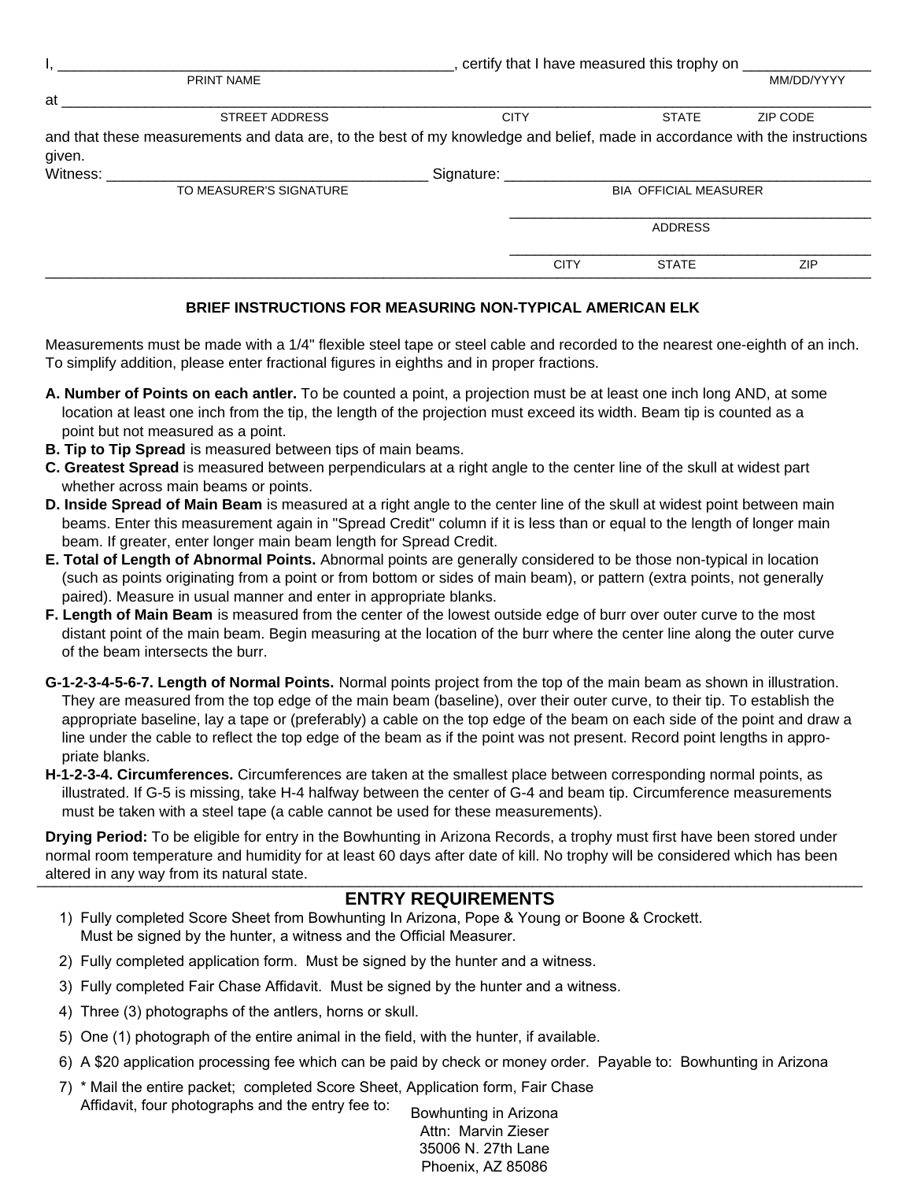I, ________________________________________________, certify that I have measured this trophy on _______________
PRINT NAME MM/DD/YYYY

at ____________________________________________________________________________________________________
STREET ADDRESS CITY STATE ZIP CODE

and that these measurements and data are, to the best of my knowledge and belief, made in accordance with the instructions given.

Witness: ______________________________________ Signature: ____________________________________________
TO MEASURER'S SIGNATURE BIA OFFICIAL MEASURER

____________________________________________
ADDRESS

____________________________________________
CITY STATE ZIP

---

## BRIEF INSTRUCTIONS FOR MEASURING NON-TYPICAL AMERICAN ELK

Measurements must be made with a 1/4" flexible steel tape or steel cable and recorded to the nearest one-eighth of an inch. To simplify addition, please enter fractional figures in eighths and in proper fractions.

**A. Number of Points on each antler.** To be counted a point, a projection must be at least one inch long AND, at some location at least one inch from the tip, the length of the projection must exceed its width. Beam tip is counted as a point but not measured as a point.

**B. Tip to Tip Spread** is measured between tips of main beams.

**C. Greatest Spread** is measured between perpendiculars at a right angle to the center line of the skull at widest part whether across main beams or points.

**D. Inside Spread of Main Beam** is measured at a right angle to the center line of the skull at widest point between main beams. Enter this measurement again in "Spread Credit" column if it is less than or equal to the length of longer main beam. If greater, enter longer main beam length for Spread Credit.

**E. Total of Length of Abnormal Points.** Abnormal points are generally considered to be those non-typical in location (such as points originating from a point or from bottom or sides of main beam), or pattern (extra points, not generally paired). Measure in usual manner and enter in appropriate blanks.

**F. Length of Main Beam** is measured from the center of the lowest outside edge of burr over outer curve to the most distant point of the main beam. Begin measuring at the location of the burr where the center line along the outer curve of the beam intersects the burr.

**G-1-2-3-4-5-6-7. Length of Normal Points.** Normal points project from the top of the main beam as shown in illustration. They are measured from the top edge of the main beam (baseline), over their outer curve, to their tip. To establish the appropriate baseline, lay a tape or (preferably) a cable on the top edge of the beam on each side of the point and draw a line under the cable to reflect the top edge of the beam as if the point was not present. Record point lengths in appropriate blanks.

**H-1-2-3-4. Circumferences.** Circumferences are taken at the smallest place between corresponding normal points, as illustrated. If G-5 is missing, take H-4 halfway between the center of G-4 and beam tip. Circumference measurements must be taken with a steel tape (a cable cannot be used for these measurements).

**Drying Period:** To be eligible for entry in the Bowhunting in Arizona Records, a trophy must first have been stored under normal room temperature and humidity for at least 60 days after date of kill. No trophy will be considered which has been altered in any way from its natural state.

---

## ENTRY REQUIREMENTS

1) Fully completed Score Sheet from Bowhunting In Arizona, Pope & Young or Boone & Crockett. Must be signed by the hunter, a witness and the Official Measurer.
2) Fully completed application form. Must be signed by the hunter and a witness.
3) Fully completed Fair Chase Affidavit. Must be signed by the hunter and a witness.
4) Three (3) photographs of the antlers, horns or skull.
5) One (1) photograph of the entire animal in the field, with the hunter, if available.
6) A $20 application processing fee which can be paid by check or money order. Payable to: Bowhunting in Arizona
7) * Mail the entire packet; completed Score Sheet, Application form, Fair Chase Affidavit, four photographs and the entry fee to:

Bowhunting in Arizona
Attn: Marvin Zieser
35006 N. 27th Lane
Phoenix, AZ 85086